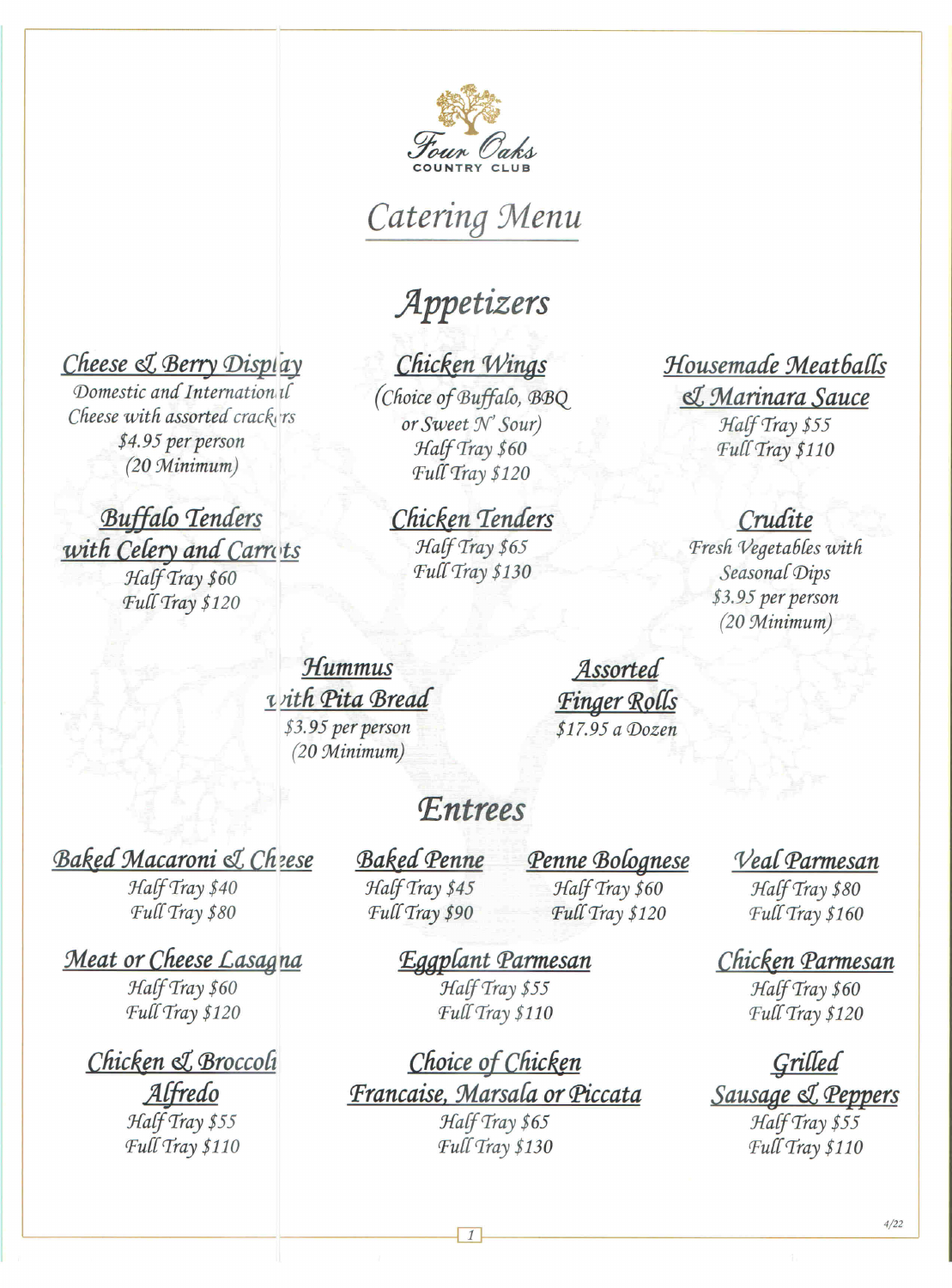Four Oaks
COUNTRY CLUB

# Catering Menu

## Appetizers

### Cheese & Berry Display
Domestic and International Cheese with assorted crackers
$4.95 per person
(20 Minimum)

### Chicken Wings
(Choice of Buffalo, BBQ or Sweet N' Sour)
Half Tray $60
Full Tray $120

### Housemade Meatballs & Marinara Sauce
Half Tray $55
Full Tray $110

### Buffalo Tenders with Celery and Carrots
Half Tray $60
Full Tray $120

### Chicken Tenders
Half Tray $65
Full Tray $130

### Crudite
Fresh Vegetables with Seasonal Dips
$3.95 per person
(20 Minimum)

### Hummus with Pita Bread
$3.95 per person
(20 Minimum)

### Assorted Finger Rolls
$17.95 a Dozen

## Entrees

### Baked Macaroni & Cheese
Half Tray $40
Full Tray $80

### Baked Penne
Half Tray $45
Full Tray $90

### Penne Bolognese
Half Tray $60
Full Tray $120

### Veal Parmesan
Half Tray $80
Full Tray $160

### Meat or Cheese Lasagna
Half Tray $60
Full Tray $120

### Eggplant Parmesan
Half Tray $55
Full Tray $110

### Chicken Parmesan
Half Tray $60
Full Tray $120

### Chicken & Broccoli Alfredo
Half Tray $55
Full Tray $110

### Choice of Chicken Francaise, Marsala or Piccata
Half Tray $65
Full Tray $130

### Grilled Sausage & Peppers
Half Tray $55
Full Tray $110

4/22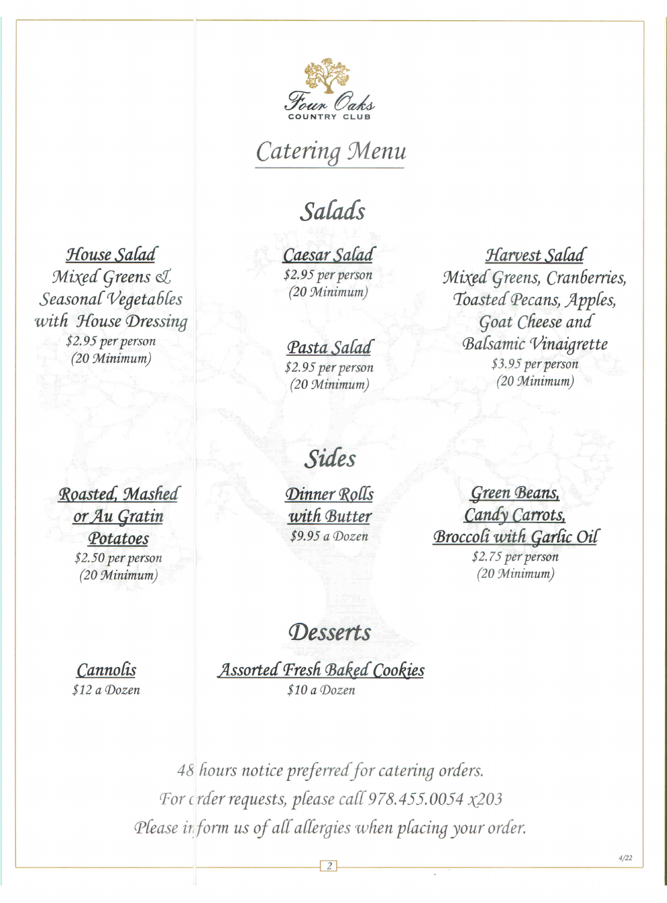Four Oaks
COUNTRY CLUB

# Catering Menu

## Salads

### House Salad
Mixed Greens & Seasonal Vegetables with House Dressing
$2.95 per person
(20 Minimum)

### Caesar Salad
$2.95 per person
(20 Minimum)

### Pasta Salad
$2.95 per person
(20 Minimum)

### Harvest Salad
Mixed Greens, Cranberries, Toasted Pecans, Apples, Goat Cheese and Balsamic Vinaigrette
$3.95 per person
(20 Minimum)

## Sides

### Roasted, Mashed or Au Gratin Potatoes
$2.50 per person
(20 Minimum)

### Dinner Rolls with Butter
$9.95 a Dozen

### Green Beans, Candy Carrots, Broccoli with Garlic Oil
$2.75 per person
(20 Minimum)

## Desserts

### Cannolis
$12 a Dozen

### Assorted Fresh Baked Cookies
$10 a Dozen

*48 hours notice preferred for catering orders.*
*For order requests, please call 978.455.0054 x203*
*Please inform us of all allergies when placing your order.*

4/22